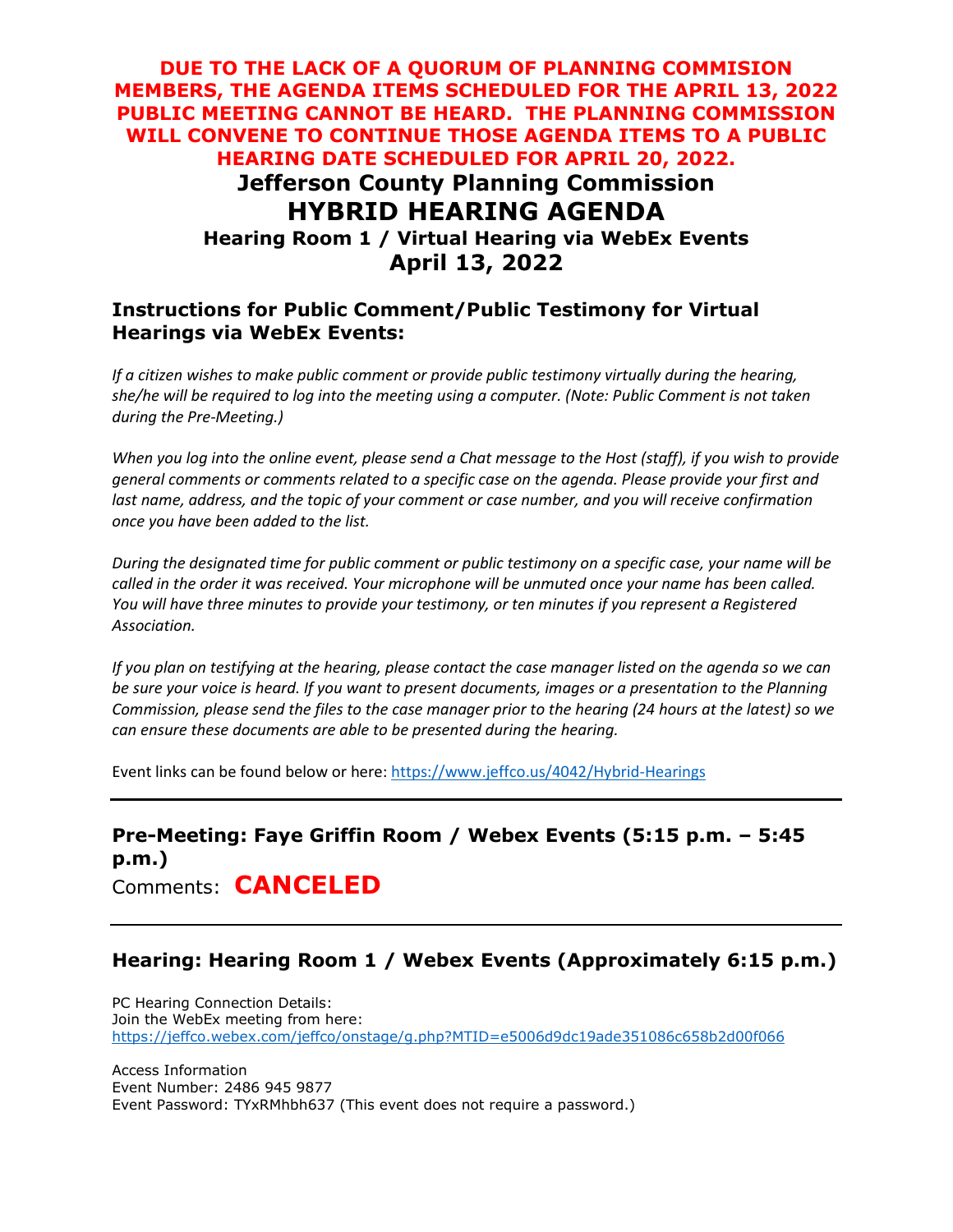**DUE TO THE LACK OF A QUORUM OF PLANNING COMMISION MEMBERS, THE AGENDA ITEMS SCHEDULED FOR THE APRIL 13, 2022 PUBLIC MEETING CANNOT BE HEARD. THE PLANNING COMMISSION WILL CONVENE TO CONTINUE THOSE AGENDA ITEMS TO A PUBLIC HEARING DATE SCHEDULED FOR APRIL 20, 2022.**

# Jefferson County Planning Commission

# HYBRID HEARING AGENDA

### Hearing Room 1 / Virtual Hearing via WebEx Events

## April 13, 2022

## Instructions for Public Comment/Public Testimony for Virtual Hearings via WebEx Events:

*If a citizen wishes to make public comment or provide public testimony virtually during the hearing, she/he will be required to log into the meeting using a computer. (Note: Public Comment is not taken during the Pre-Meeting.)*

*When you log into the online event, please send a Chat message to the Host (staff), if you wish to provide general comments or comments related to a specific case on the agenda. Please provide your first and last name, address, and the topic of your comment or case number, and you will receive confirmation once you have been added to the list.*

*During the designated time for public comment or public testimony on a specific case, your name will be called in the order it was received. Your microphone will be unmuted once your name has been called. You will have three minutes to provide your testimony, or ten minutes if you represent a Registered Association.*

*If you plan on testifying at the hearing, please contact the case manager listed on the agenda so we can be sure your voice is heard. If you want to present documents, images or a presentation to the Planning Commission, please send the files to the case manager prior to the hearing (24 hours at the latest) so we can ensure these documents are able to be presented during the hearing.*

Event links can be found below or here: https://www.jeffco.us/4042/Hybrid-Hearings

---

## Pre-Meeting: Faye Griffin Room / Webex Events (5:15 p.m. – 5:45 p.m.)

Comments: **CANCELED**

---

## Hearing: Hearing Room 1 / Webex Events (Approximately 6:15 p.m.)

PC Hearing Connection Details:
Join the WebEx meeting from here:
https://jeffco.webex.com/jeffco/onstage/g.php?MTID=e5006d9dc19ade351086c658b2d00f066

Access Information
Event Number: 2486 945 9877
Event Password: TYxRMhbh637 (This event does not require a password.)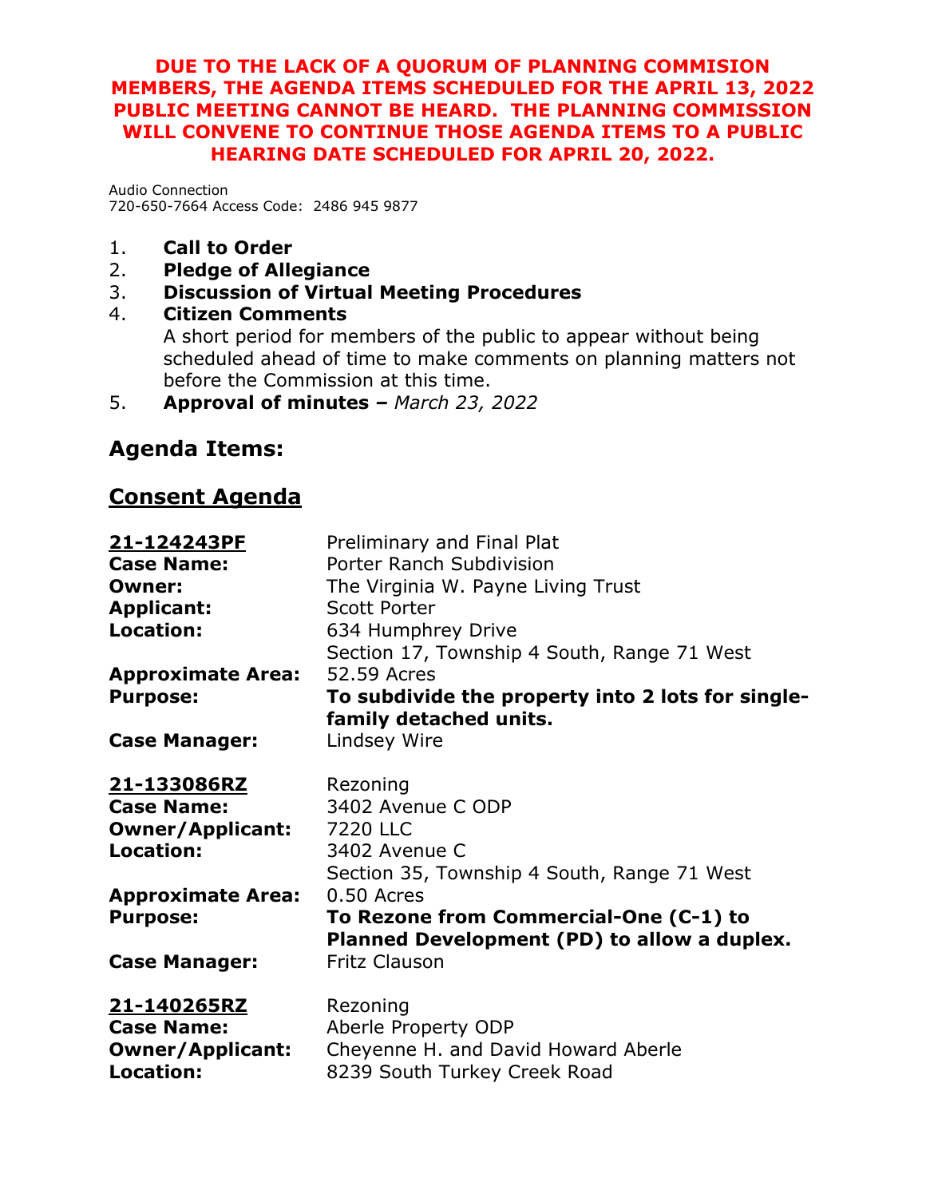**DUE TO THE LACK OF A QUORUM OF PLANNING COMMISION MEMBERS, THE AGENDA ITEMS SCHEDULED FOR THE APRIL 13, 2022 PUBLIC MEETING CANNOT BE HEARD. THE PLANNING COMMISSION WILL CONVENE TO CONTINUE THOSE AGENDA ITEMS TO A PUBLIC HEARING DATE SCHEDULED FOR APRIL 20, 2022.**

Audio Connection
720-650-7664 Access Code: 2486 945 9877

1. **Call to Order**
2. **Pledge of Allegiance**
3. **Discussion of Virtual Meeting Procedures**
4. **Citizen Comments**
   A short period for members of the public to appear without being scheduled ahead of time to make comments on planning matters not before the Commission at this time.
5. **Approval of minutes –** *March 23, 2022*

## Agenda Items:

## Consent Agenda

**21-124243PF** Preliminary and Final Plat
**Case Name:** Porter Ranch Subdivision
**Owner:** The Virginia W. Payne Living Trust
**Applicant:** Scott Porter
**Location:** 634 Humphrey Drive
Section 17, Township 4 South, Range 71 West
**Approximate Area:** 52.59 Acres
**Purpose:** **To subdivide the property into 2 lots for single-family detached units.**
**Case Manager:** Lindsey Wire

**21-133086RZ** Rezoning
**Case Name:** 3402 Avenue C ODP
**Owner/Applicant:** 7220 LLC
**Location:** 3402 Avenue C
Section 35, Township 4 South, Range 71 West
**Approximate Area:** 0.50 Acres
**Purpose:** **To Rezone from Commercial-One (C-1) to Planned Development (PD) to allow a duplex.**
**Case Manager:** Fritz Clauson

**21-140265RZ** Rezoning
**Case Name:** Aberle Property ODP
**Owner/Applicant:** Cheyenne H. and David Howard Aberle
**Location:** 8239 South Turkey Creek Road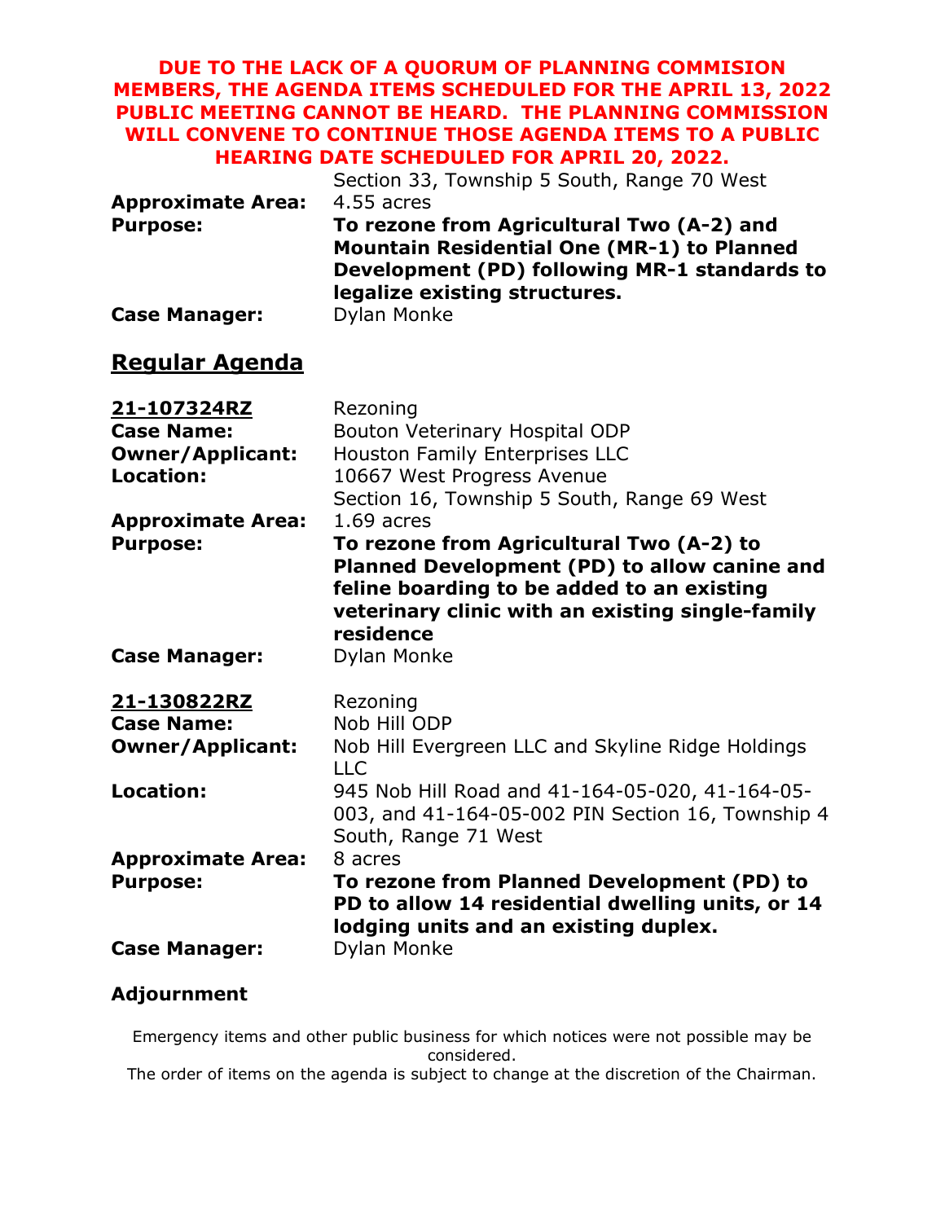**DUE TO THE LACK OF A QUORUM OF PLANNING COMMISION MEMBERS, THE AGENDA ITEMS SCHEDULED FOR THE APRIL 13, 2022 PUBLIC MEETING CANNOT BE HEARD. THE PLANNING COMMISSION WILL CONVENE TO CONTINUE THOSE AGENDA ITEMS TO A PUBLIC HEARING DATE SCHEDULED FOR APRIL 20, 2022.**

| | |
|---|---|
| | Section 33, Township 5 South, Range 70 West |
| **Approximate Area:** | 4.55 acres |
| **Purpose:** | **To rezone from Agricultural Two (A-2) and Mountain Residential One (MR-1) to Planned Development (PD) following MR-1 standards to legalize existing structures.** |
| **Case Manager:** | Dylan Monke |

## Regular Agenda

| | |
|---|---|
| **21-107324RZ** | Rezoning |
| **Case Name:** | Bouton Veterinary Hospital ODP |
| **Owner/Applicant:** | Houston Family Enterprises LLC |
| **Location:** | 10667 West Progress Avenue<br>Section 16, Township 5 South, Range 69 West |
| **Approximate Area:** | 1.69 acres |
| **Purpose:** | **To rezone from Agricultural Two (A-2) to Planned Development (PD) to allow canine and feline boarding to be added to an existing veterinary clinic with an existing single-family residence** |
| **Case Manager:** | Dylan Monke |

| | |
|---|---|
| **21-130822RZ** | Rezoning |
| **Case Name:** | Nob Hill ODP |
| **Owner/Applicant:** | Nob Hill Evergreen LLC and Skyline Ridge Holdings LLC |
| **Location:** | 945 Nob Hill Road and 41-164-05-020, 41-164-05-003, and 41-164-05-002 PIN Section 16, Township 4 South, Range 71 West |
| **Approximate Area:** | 8 acres |
| **Purpose:** | **To rezone from Planned Development (PD) to PD to allow 14 residential dwelling units, or 14 lodging units and an existing duplex.** |
| **Case Manager:** | Dylan Monke |

### Adjournment

Emergency items and other public business for which notices were not possible may be considered.
The order of items on the agenda is subject to change at the discretion of the Chairman.